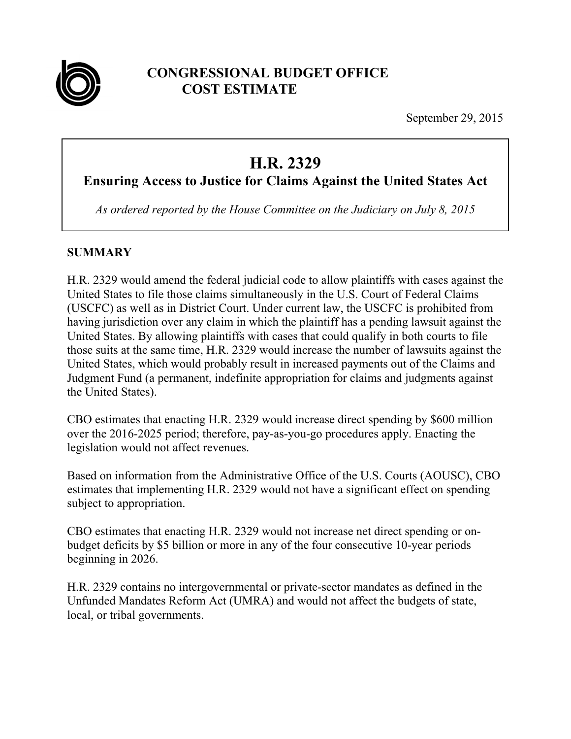**CONGRESSIONAL BUDGET OFFICE**
**COST ESTIMATE**

September 29, 2015

# H.R. 2329

## Ensuring Access to Justice for Claims Against the United States Act

*As ordered reported by the House Committee on the Judiciary on July 8, 2015*

## SUMMARY

H.R. 2329 would amend the federal judicial code to allow plaintiffs with cases against the United States to file those claims simultaneously in the U.S. Court of Federal Claims (USCFC) as well as in District Court. Under current law, the USCFC is prohibited from having jurisdiction over any claim in which the plaintiff has a pending lawsuit against the United States. By allowing plaintiffs with cases that could qualify in both courts to file those suits at the same time, H.R. 2329 would increase the number of lawsuits against the United States, which would probably result in increased payments out of the Claims and Judgment Fund (a permanent, indefinite appropriation for claims and judgments against the United States).

CBO estimates that enacting H.R. 2329 would increase direct spending by $600 million over the 2016-2025 period; therefore, pay-as-you-go procedures apply. Enacting the legislation would not affect revenues.

Based on information from the Administrative Office of the U.S. Courts (AOUSC), CBO estimates that implementing H.R. 2329 would not have a significant effect on spending subject to appropriation.

CBO estimates that enacting H.R. 2329 would not increase net direct spending or on-budget deficits by $5 billion or more in any of the four consecutive 10-year periods beginning in 2026.

H.R. 2329 contains no intergovernmental or private-sector mandates as defined in the Unfunded Mandates Reform Act (UMRA) and would not affect the budgets of state, local, or tribal governments.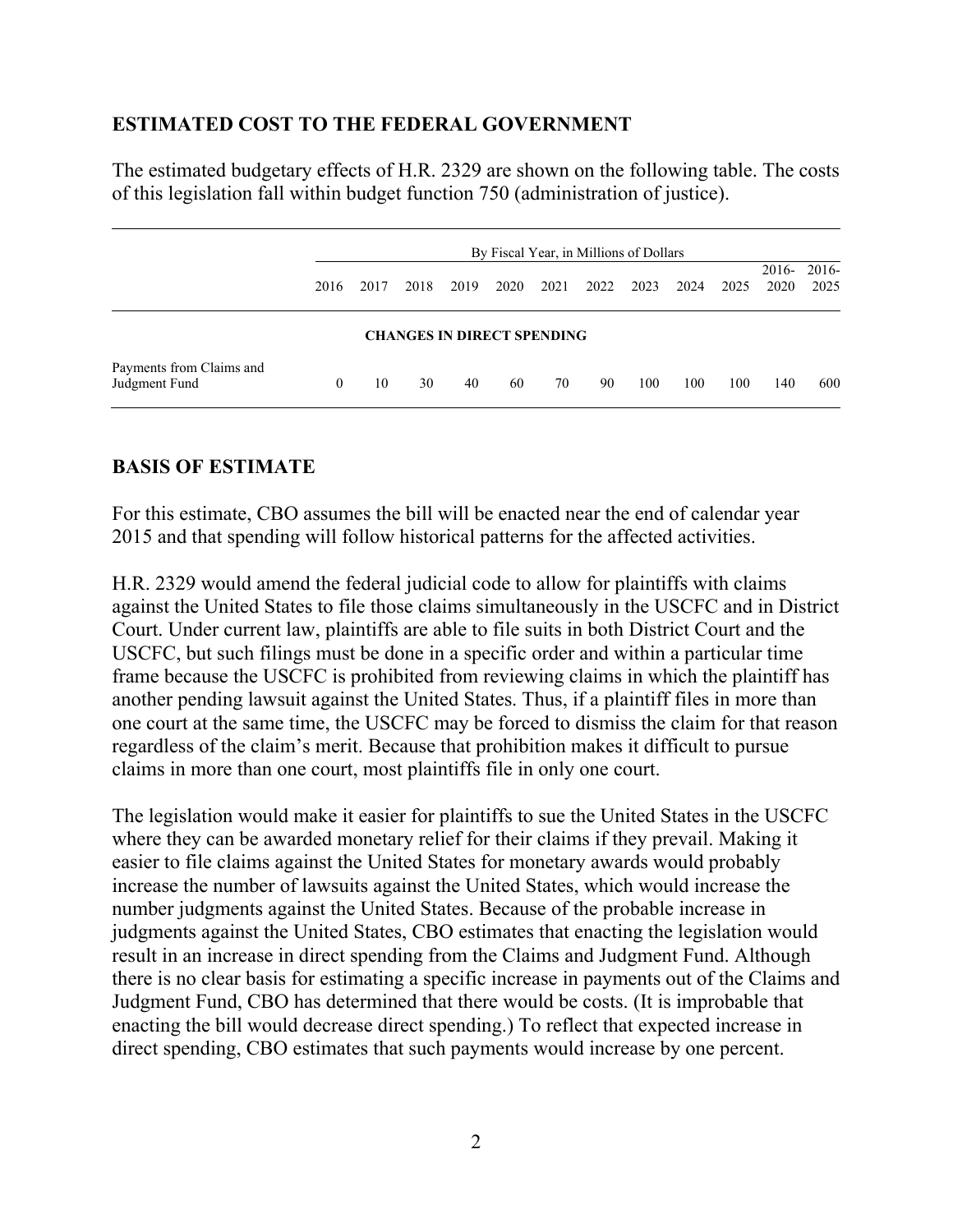## ESTIMATED COST TO THE FEDERAL GOVERNMENT

The estimated budgetary effects of H.R. 2329 are shown on the following table. The costs of this legislation fall within budget function 750 (administration of justice).

| | By Fiscal Year, in Millions of Dollars | | | | | | | | | | | |
|---|---|---|---|---|---|---|---|---|---|---|---|---|
| | 2016 | 2017 | 2018 | 2019 | 2020 | 2021 | 2022 | 2023 | 2024 | 2025 | 2016-2020 | 2016-2025 |
| **CHANGES IN DIRECT SPENDING** | | | | | | | | | | | | |
| Payments from Claims and Judgment Fund | 0 | 10 | 30 | 40 | 60 | 70 | 90 | 100 | 100 | 100 | 140 | 600 |

## BASIS OF ESTIMATE

For this estimate, CBO assumes the bill will be enacted near the end of calendar year 2015 and that spending will follow historical patterns for the affected activities.

H.R. 2329 would amend the federal judicial code to allow for plaintiffs with claims against the United States to file those claims simultaneously in the USCFC and in District Court. Under current law, plaintiffs are able to file suits in both District Court and the USCFC, but such filings must be done in a specific order and within a particular time frame because the USCFC is prohibited from reviewing claims in which the plaintiff has another pending lawsuit against the United States. Thus, if a plaintiff files in more than one court at the same time, the USCFC may be forced to dismiss the claim for that reason regardless of the claim's merit. Because that prohibition makes it difficult to pursue claims in more than one court, most plaintiffs file in only one court.

The legislation would make it easier for plaintiffs to sue the United States in the USCFC where they can be awarded monetary relief for their claims if they prevail. Making it easier to file claims against the United States for monetary awards would probably increase the number of lawsuits against the United States, which would increase the number judgments against the United States. Because of the probable increase in judgments against the United States, CBO estimates that enacting the legislation would result in an increase in direct spending from the Claims and Judgment Fund. Although there is no clear basis for estimating a specific increase in payments out of the Claims and Judgment Fund, CBO has determined that there would be costs. (It is improbable that enacting the bill would decrease direct spending.) To reflect that expected increase in direct spending, CBO estimates that such payments would increase by one percent.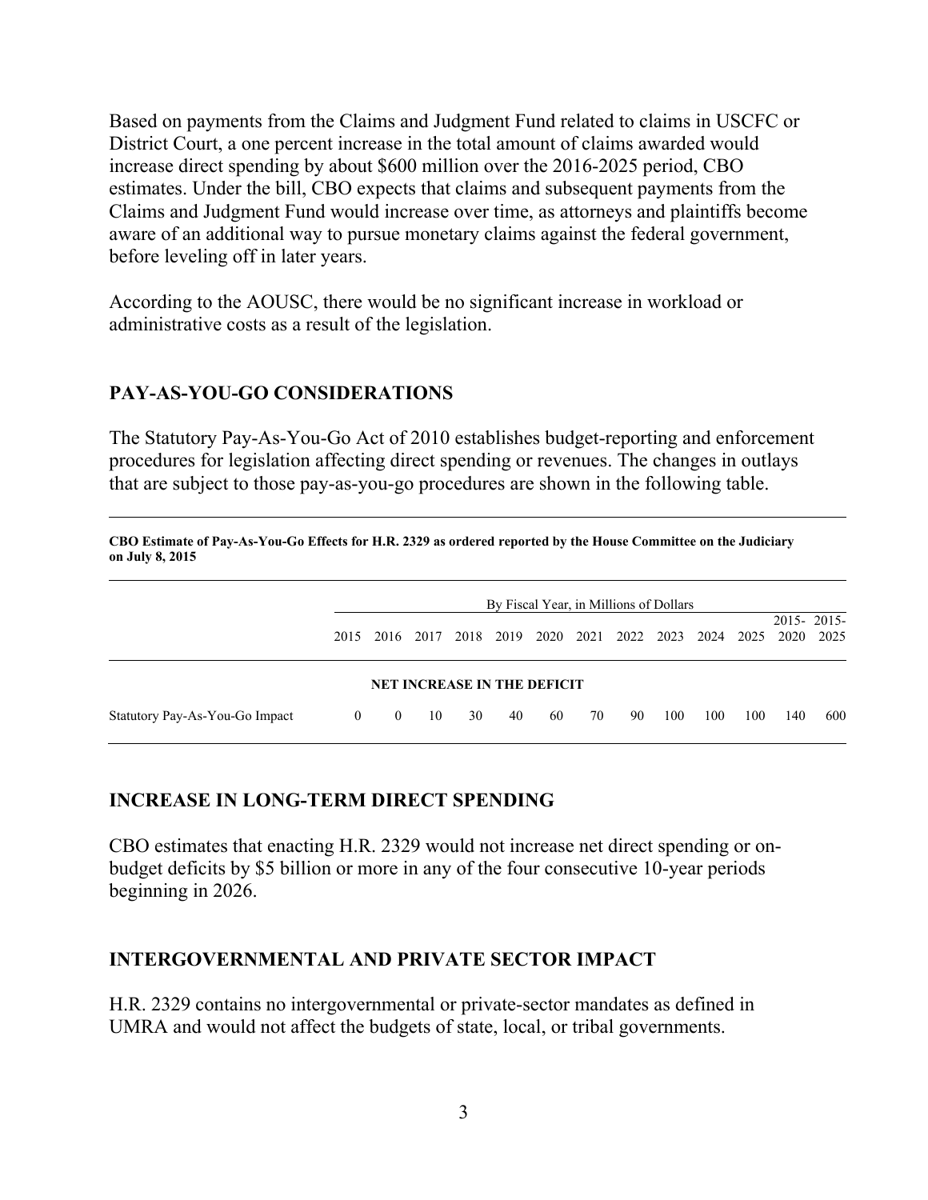Based on payments from the Claims and Judgment Fund related to claims in USCFC or District Court, a one percent increase in the total amount of claims awarded would increase direct spending by about $600 million over the 2016-2025 period, CBO estimates. Under the bill, CBO expects that claims and subsequent payments from the Claims and Judgment Fund would increase over time, as attorneys and plaintiffs become aware of an additional way to pursue monetary claims against the federal government, before leveling off in later years.

According to the AOUSC, there would be no significant increase in workload or administrative costs as a result of the legislation.

## PAY-AS-YOU-GO CONSIDERATIONS

The Statutory Pay-As-You-Go Act of 2010 establishes budget-reporting and enforcement procedures for legislation affecting direct spending or revenues. The changes in outlays that are subject to those pay-as-you-go procedures are shown in the following table.

**CBO Estimate of Pay-As-You-Go Effects for H.R. 2329 as ordered reported by the House Committee on the Judiciary on July 8, 2015**

| | By Fiscal Year, in Millions of Dollars | | | | | | | | | | | | |
|---|---|---|---|---|---|---|---|---|---|---|---|---|---|
| | 2015 | 2016 | 2017 | 2018 | 2019 | 2020 | 2021 | 2022 | 2023 | 2024 | 2025 | 2015-2020 | 2015-2025 |
| **NET INCREASE IN THE DEFICIT** | | | | | | | | | | | | | |
| Statutory Pay-As-You-Go Impact | 0 | 0 | 10 | 30 | 40 | 60 | 70 | 90 | 100 | 100 | 100 | 140 | 600 |

## INCREASE IN LONG-TERM DIRECT SPENDING

CBO estimates that enacting H.R. 2329 would not increase net direct spending or on-budget deficits by $5 billion or more in any of the four consecutive 10-year periods beginning in 2026.

## INTERGOVERNMENTAL AND PRIVATE SECTOR IMPACT

H.R. 2329 contains no intergovernmental or private-sector mandates as defined in UMRA and would not affect the budgets of state, local, or tribal governments.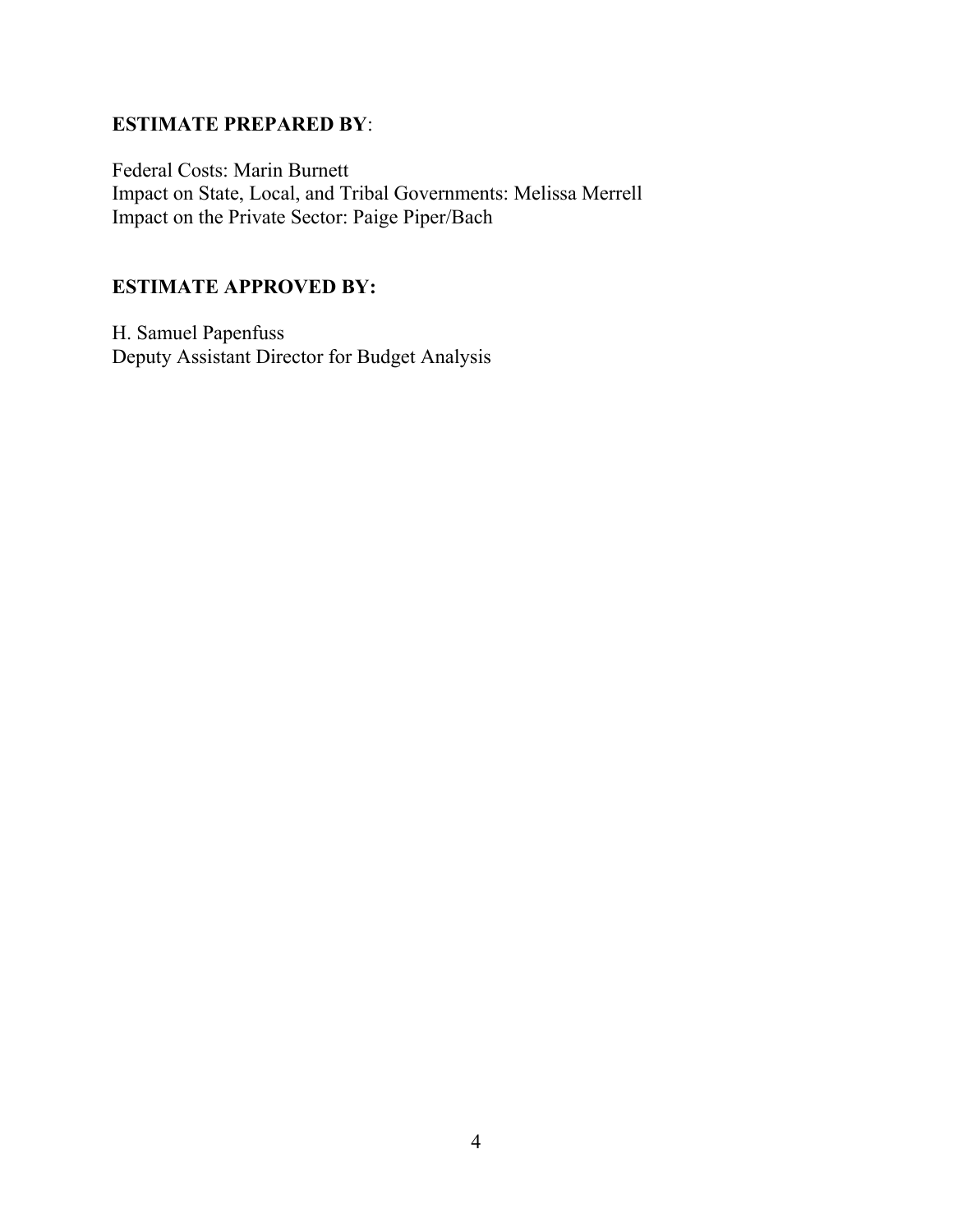**ESTIMATE PREPARED BY**:

Federal Costs: Marin Burnett
Impact on State, Local, and Tribal Governments: Melissa Merrell
Impact on the Private Sector: Paige Piper/Bach

**ESTIMATE APPROVED BY:**

H. Samuel Papenfuss
Deputy Assistant Director for Budget Analysis